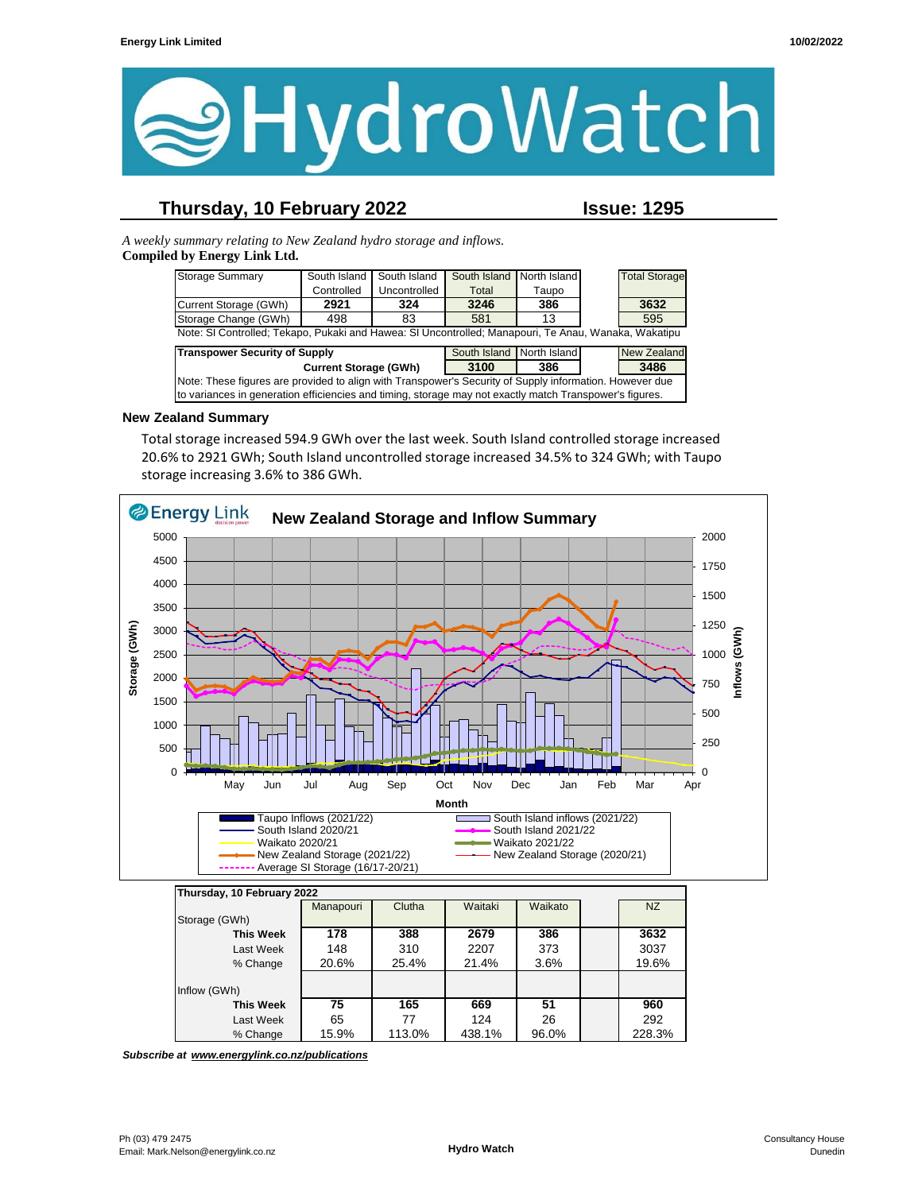# HydroWatch

## Thursday, 10 February 2022 — Issue: 1295

*A weekly summary relating to New Zealand hydro storage and inflows.*
**Compiled by Energy Link Ltd.**

| Storage Summary | South Island Controlled | South Island Uncontrolled | South Island Total | North Island Taupo | | Total Storage |
|---|---|---|---|---|---|---|
| Current Storage (GWh) | **2921** | **324** | **3246** | **386** | | **3632** |
| Storage Change (GWh) | 498 | 83 | 581 | 13 | | 595 |

Note: SI Controlled; Tekapo, Pukaki and Hawea: SI Uncontrolled; Manapouri, Te Anau, Wanaka, Wakatipu

| Transpower Security of Supply | South Island | North Island | | New Zealand |
|---|---|---|---|---|
| **Current Storage (GWh)** | **3100** | **386** | | **3486** |

Note: These figures are provided to align with Transpower's Security of Supply information. However due to variances in generation efficiencies and timing, storage may not exactly match Transpower's figures.

### New Zealand Summary

Total storage increased 594.9 GWh over the last week. South Island controlled storage increased 20.6% to 2921 GWh; South Island uncontrolled storage increased 34.5% to 324 GWh; with Taupo storage increasing 3.6% to 386 GWh.

**New Zealand Storage and Inflow Summary**

| Thursday, 10 February 2022 | Manapouri | Clutha | Waitaki | Waikato | | NZ |
|---|---|---|---|---|---|---|
| Storage (GWh) | | | | | | |
| **This Week** | **178** | **388** | **2679** | **386** | | **3632** |
| Last Week | 148 | 310 | 2207 | 373 | | 3037 |
| % Change | 20.6% | 25.4% | 21.4% | 3.6% | | 19.6% |
| Inflow (GWh) | | | | | | |
| **This Week** | **75** | **165** | **669** | **51** | | **960** |
| Last Week | 65 | 77 | 124 | 26 | | 292 |
| % Change | 15.9% | 113.0% | 438.1% | 96.0% | | 228.3% |

***Subscribe at www.energylink.co.nz/publications***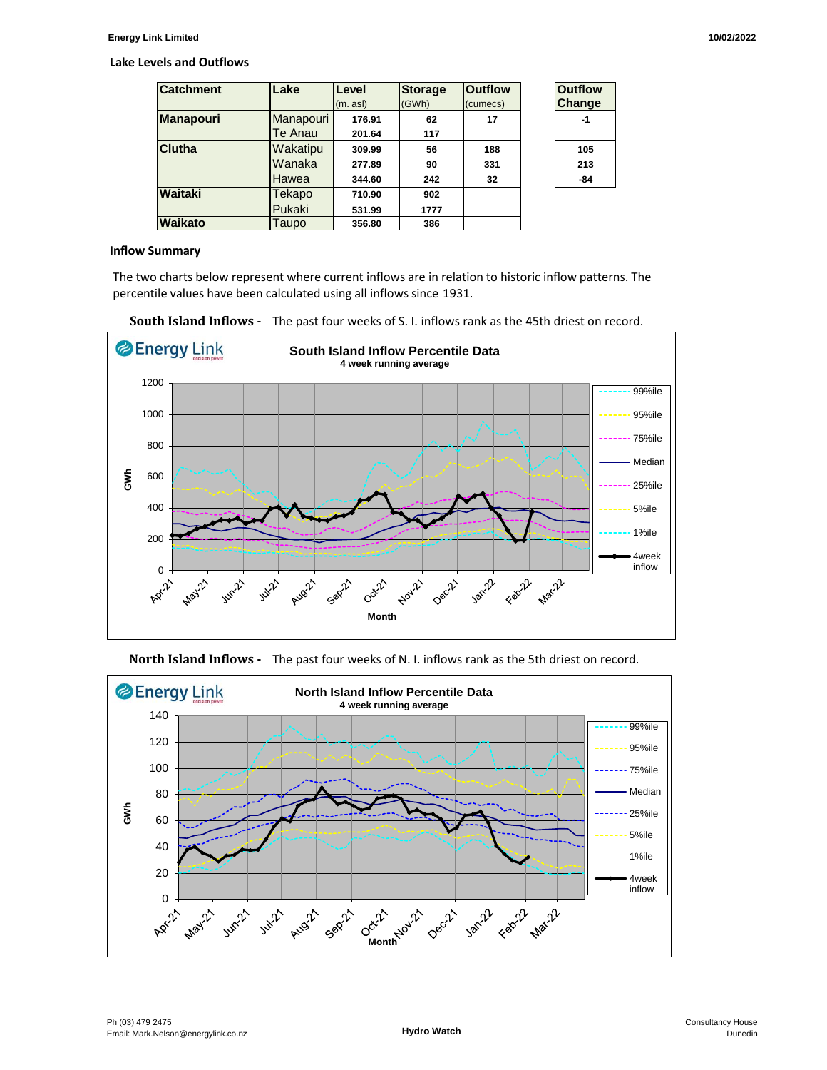## Lake Levels and Outflows

| Catchment | Lake | Level (m. asl) | Storage (GWh) | Outflow (cumecs) | Outflow Change |
|---|---|---|---|---|---|
| Manapouri | Manapouri | 176.91 | 62 | 17 | -1 |
| | Te Anau | 201.64 | 117 | | |
| Clutha | Wakatipu | 309.99 | 56 | 188 | 105 |
| | Wanaka | 277.89 | 90 | 331 | 213 |
| | Hawea | 344.60 | 242 | 32 | -84 |
| Waitaki | Tekapo | 710.90 | 902 | | |
| | Pukaki | 531.99 | 1777 | | |
| Waikato | Taupo | 356.80 | 386 | | |

## Inflow Summary

The two charts below represent where current inflows are in relation to historic inflow patterns. The percentile values have been calculated using all inflows since 1931.

**South Island Inflows -** The past four weeks of S. I. inflows rank as the 45th driest on record.

**North Island Inflows -** The past four weeks of N. I. inflows rank as the 5th driest on record.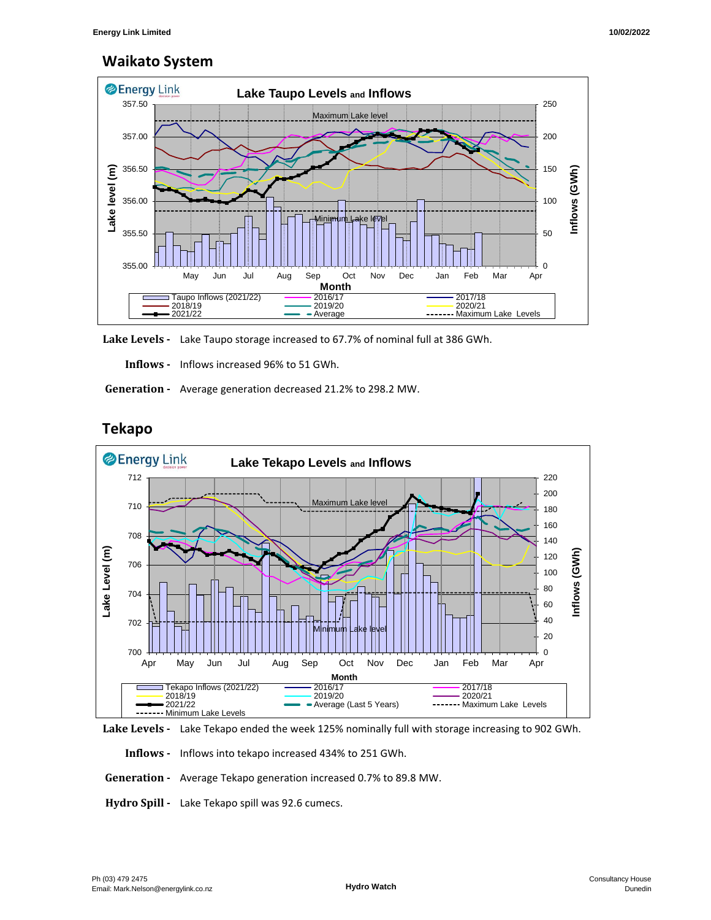## Waikato System

**Lake Levels -** Lake Taupo storage increased to 67.7% of nominal full at 386 GWh.

**Inflows -** Inflows increased 96% to 51 GWh.

**Generation -** Average generation decreased 21.2% to 298.2 MW.

## Tekapo

**Lake Levels -** Lake Tekapo ended the week 125% nominally full with storage increasing to 902 GWh.

**Inflows -** Inflows into tekapo increased 434% to 251 GWh.

**Generation -** Average Tekapo generation increased 0.7% to 89.8 MW.

**Hydro Spill -** Lake Tekapo spill was 92.6 cumecs.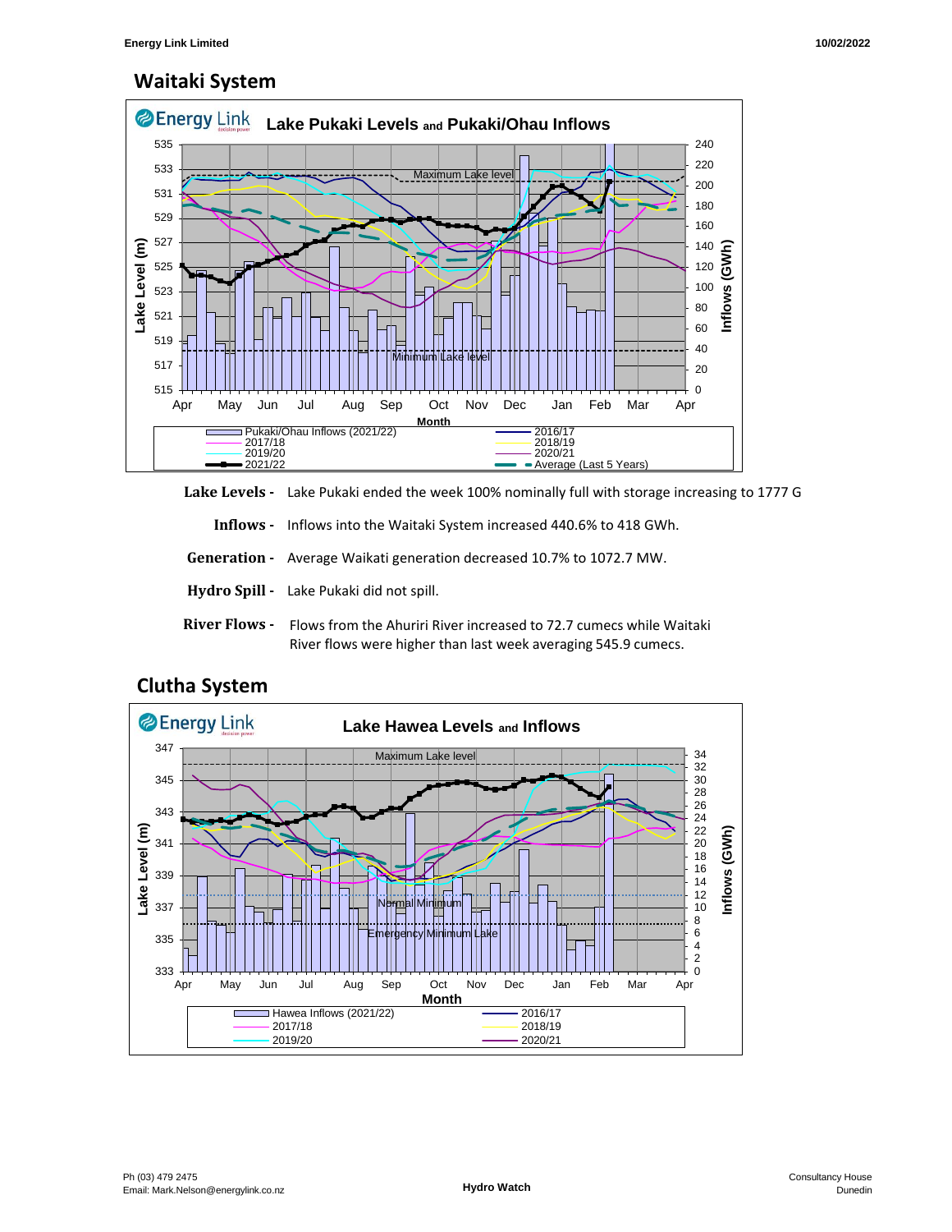## Waitaki System

**Lake Levels -** Lake Pukaki ended the week 100% nominally full with storage increasing to 1777 G

**Inflows -** Inflows into the Waitaki System increased 440.6% to 418 GWh.

**Generation -** Average Waikati generation decreased 10.7% to 1072.7 MW.

**Hydro Spill -** Lake Pukaki did not spill.

**River Flows -** Flows from the Ahuriri River increased to 72.7 cumecs while Waitaki River flows were higher than last week averaging 545.9 cumecs.

## Clutha System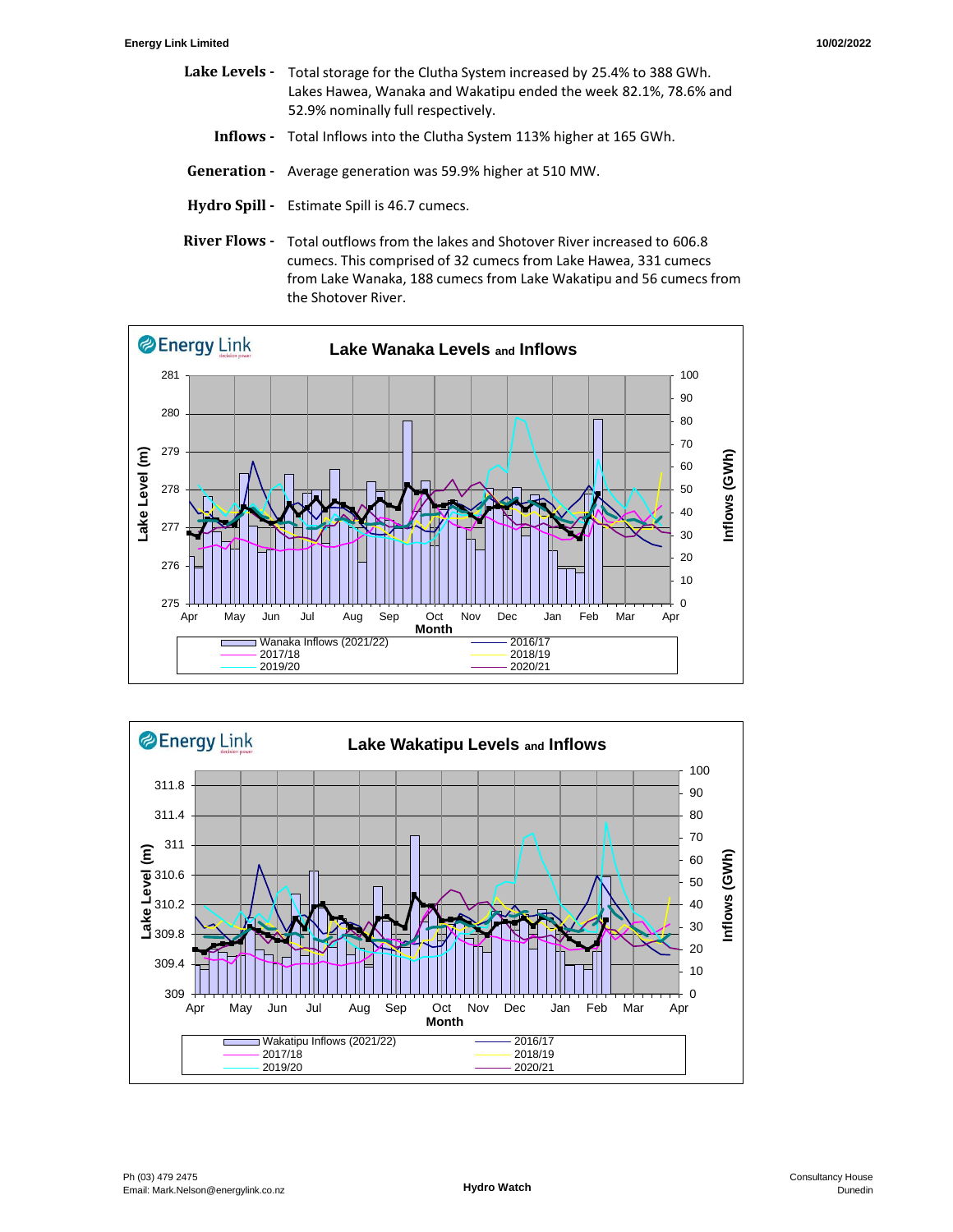**Lake Levels -** Total storage for the Clutha System increased by 25.4% to 388 GWh. Lakes Hawea, Wanaka and Wakatipu ended the week 82.1%, 78.6% and 52.9% nominally full respectively.

**Inflows -** Total Inflows into the Clutha System 113% higher at 165 GWh.

**Generation -** Average generation was 59.9% higher at 510 MW.

**Hydro Spill -** Estimate Spill is 46.7 cumecs.

**River Flows -** Total outflows from the lakes and Shotover River increased to 606.8 cumecs. This comprised of 32 cumecs from Lake Hawea, 331 cumecs from Lake Wanaka, 188 cumecs from Lake Wakatipu and 56 cumecs from the Shotover River.

**Lake Wanaka Levels and Inflows**

Lake Level (m) / Inflows (GWh)

Legend: Wanaka Inflows (2021/22), 2016/17, 2017/18, 2018/19, 2019/20, 2020/21

**Lake Wakatipu Levels and Inflows**

Lake Level (m) / Inflows (GWh)

Legend: Wakatipu Inflows (2021/22), 2016/17, 2017/18, 2018/19, 2019/20, 2020/21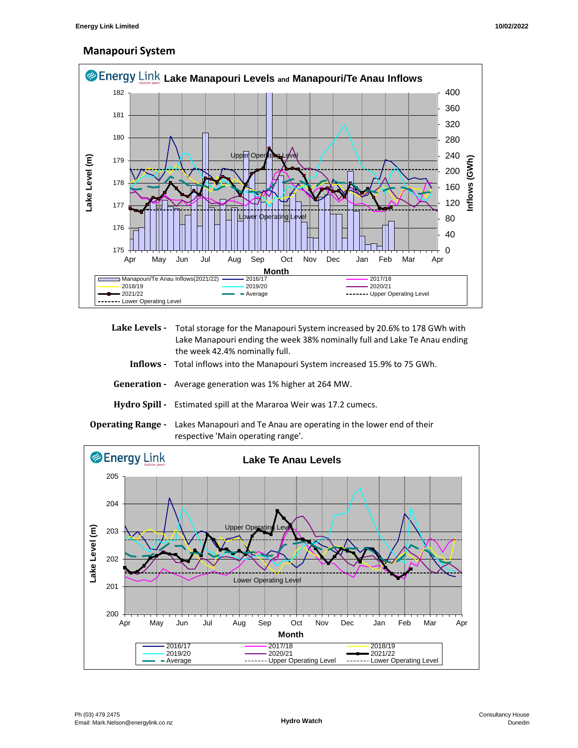## Manapouri System

Energy Link

**Lake Manapouri Levels and Manapouri/Te Anau Inflows**

Lake Level (m)

182
181
180
179
178
177
176
175

Inflows (GWh)

400
360
320
280
240
200
160
120
80
40
0

Apr May Jun Jul Aug Sep Oct Nov Dec Jan Feb Mar Apr

Month

Upper Operating Level

Lower Operating Level

Manapouri/Te Anau Inflows(2021/22)
2016/17
2017/18
2018/19
2019/20
2020/21
2021/22
Average
Upper Operating Level
Lower Operating Level

**Lake Levels -** Total storage for the Manapouri System increased by 20.6% to 178 GWh with Lake Manapouri ending the week 38% nominally full and Lake Te Anau ending the week 42.4% nominally full.

**Inflows -** Total inflows into the Manapouri System increased 15.9% to 75 GWh.

**Generation -** Average generation was 1% higher at 264 MW.

**Hydro Spill -** Estimated spill at the Mararoa Weir was 17.2 cumecs.

**Operating Range -** Lakes Manapouri and Te Anau are operating in the lower end of their respective 'Main operating range'.

Energy Link

**Lake Te Anau Levels**

Lake Level (m)

205
204
203
202
201
200

Apr May Jun Jul Aug Sep Oct Nov Dec Jan Feb Mar Apr

Month

Upper Operating Level

Lower Operating Level

2016/17
2017/18
2018/19
2019/20
2020/21
2021/22
Average
Upper Operating Level
Lower Operating Level